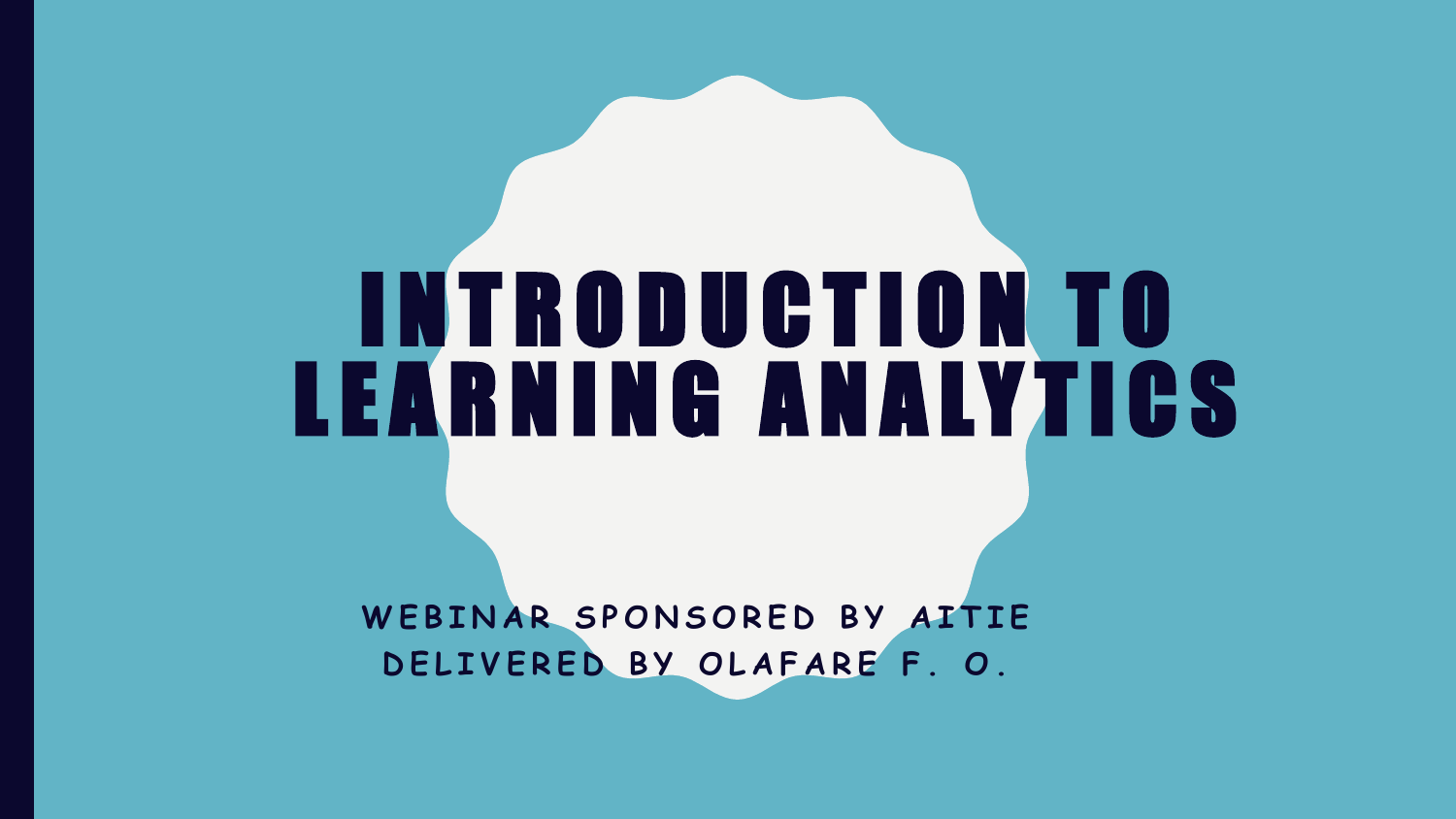# INTRODUCTION TO LEARNING ANALYTICS

WEBINAR SPONSORED BY AITIE
DELIVERED BY OLAFARE F. O.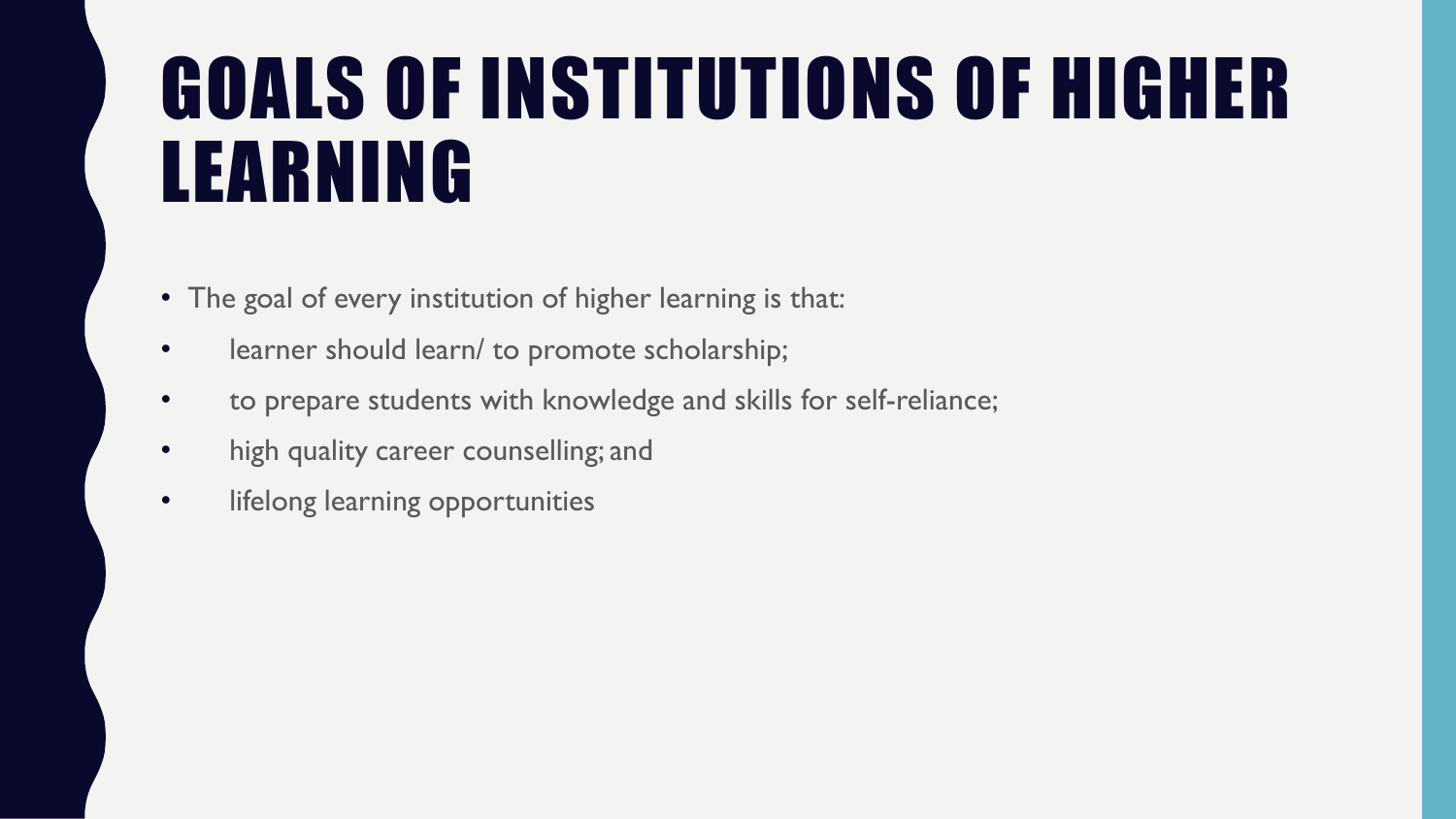# GOALS OF INSTITUTIONS OF HIGHER LEARNING

- The goal of every institution of higher learning is that:
- learner should learn/ to promote scholarship;
- to prepare students with knowledge and skills for self-reliance;
- high quality career counselling; and
- lifelong learning opportunities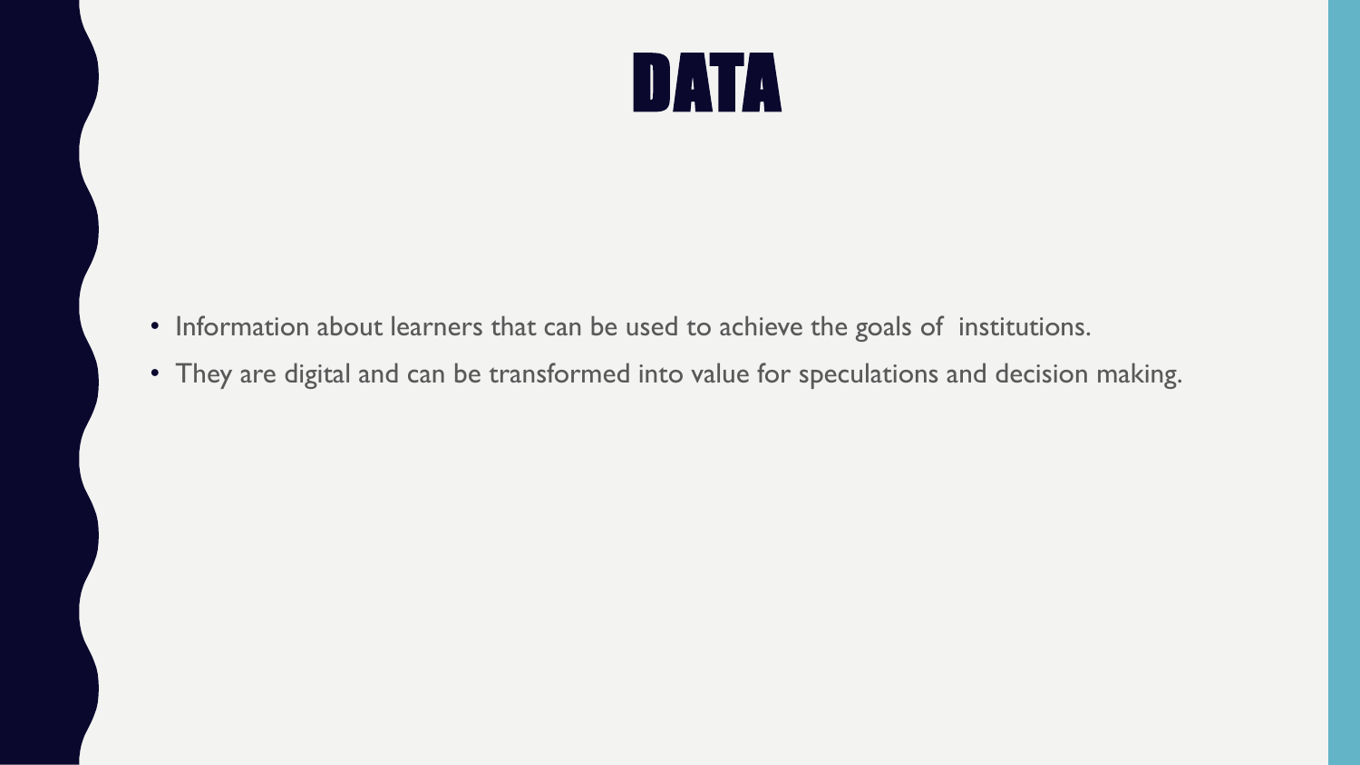# DATA

- Information about learners that can be used to achieve the goals of institutions.
- They are digital and can be transformed into value for speculations and decision making.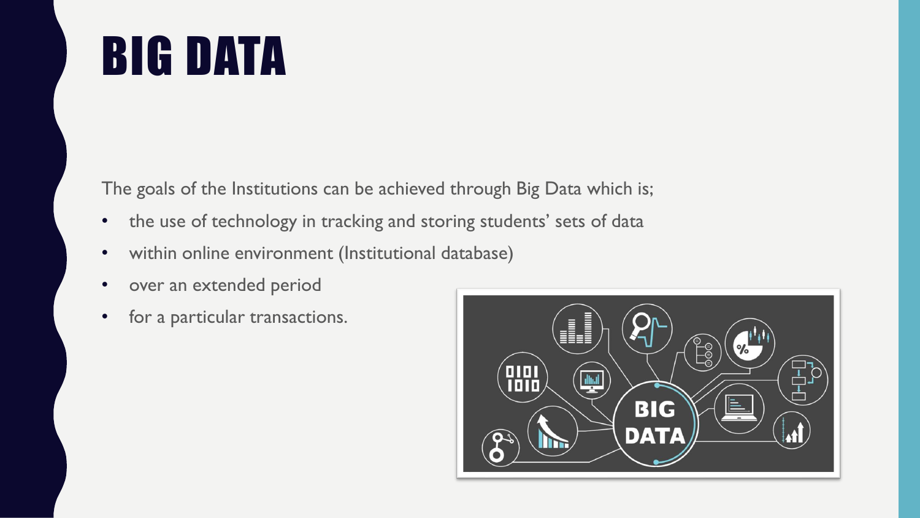# BIG DATA

The goals of the Institutions can be achieved through Big Data which is;

- the use of technology in tracking and storing students' sets of data
- within online environment (Institutional database)
- over an extended period
- for a particular transactions.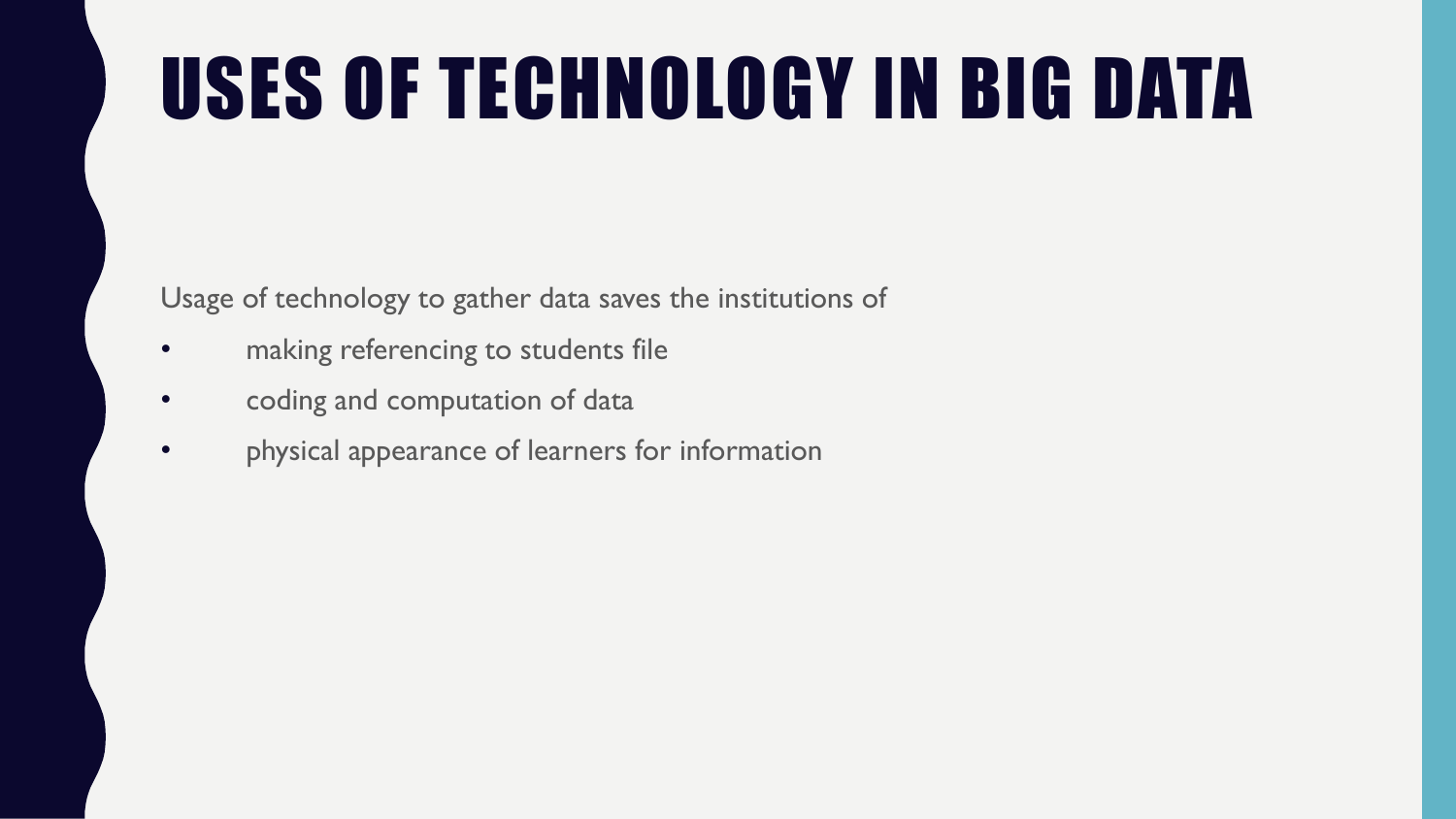# USES OF TECHNOLOGY IN BIG DATA

Usage of technology to gather data saves the institutions of

- making referencing to students file
- coding and computation of data
- physical appearance of learners for information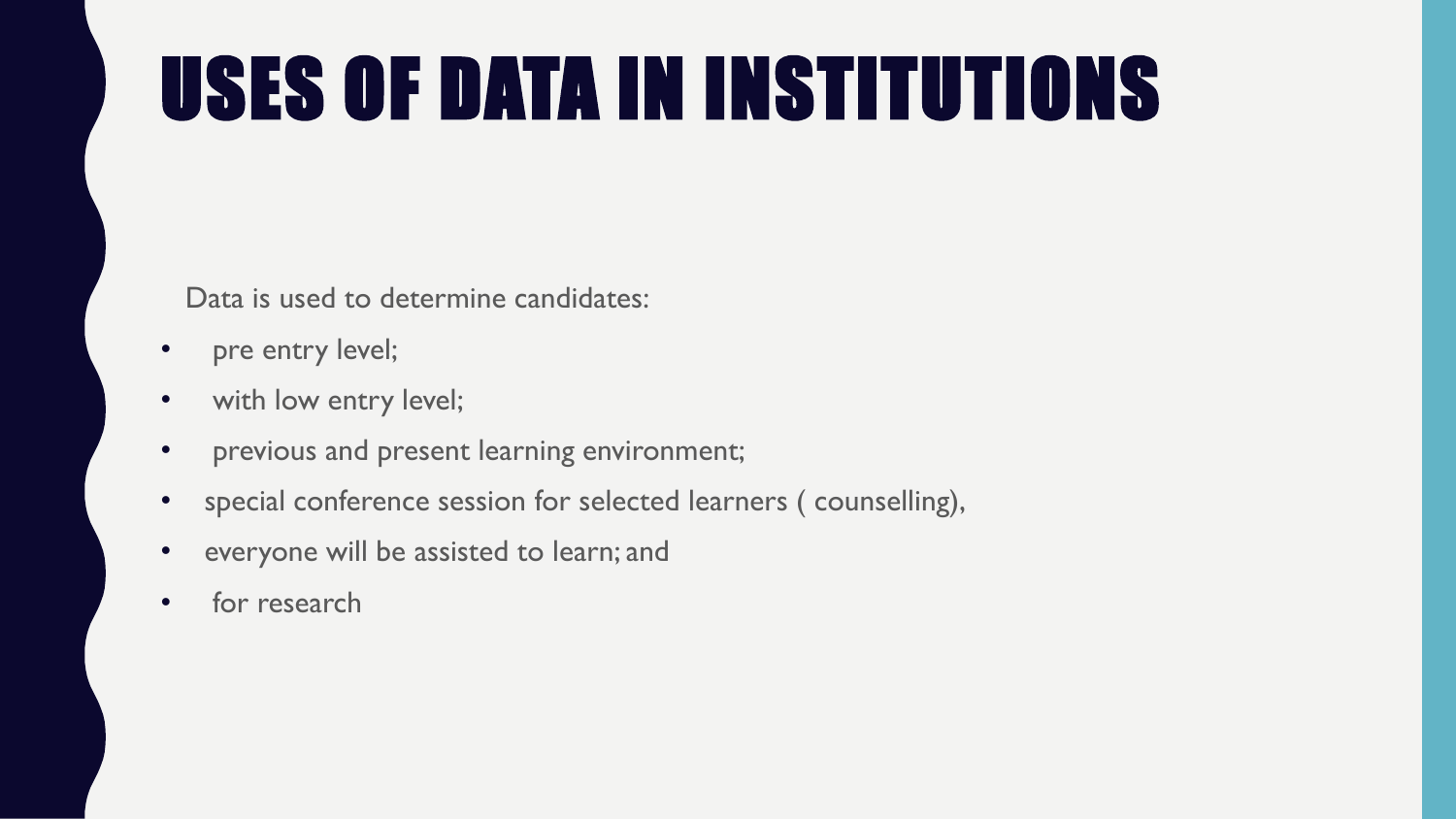# USES OF DATA IN INSTITUTIONS

Data is used to determine candidates:

- pre entry level;
- with low entry level;
- previous and present learning environment;
- special conference session for selected learners ( counselling),
- everyone will be assisted to learn; and
- for research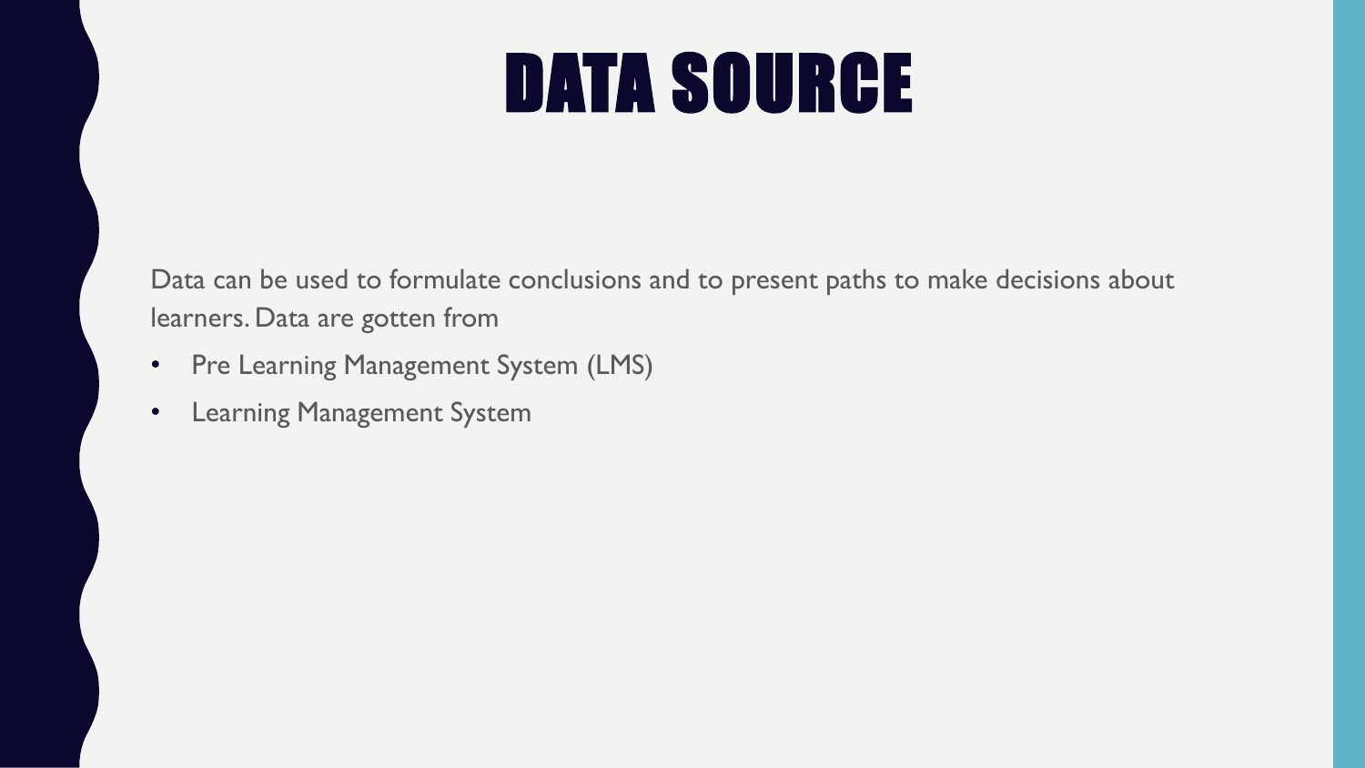# DATA SOURCE

Data can be used to formulate conclusions and to present paths to make decisions about learners. Data are gotten from

- Pre Learning Management System (LMS)
- Learning Management System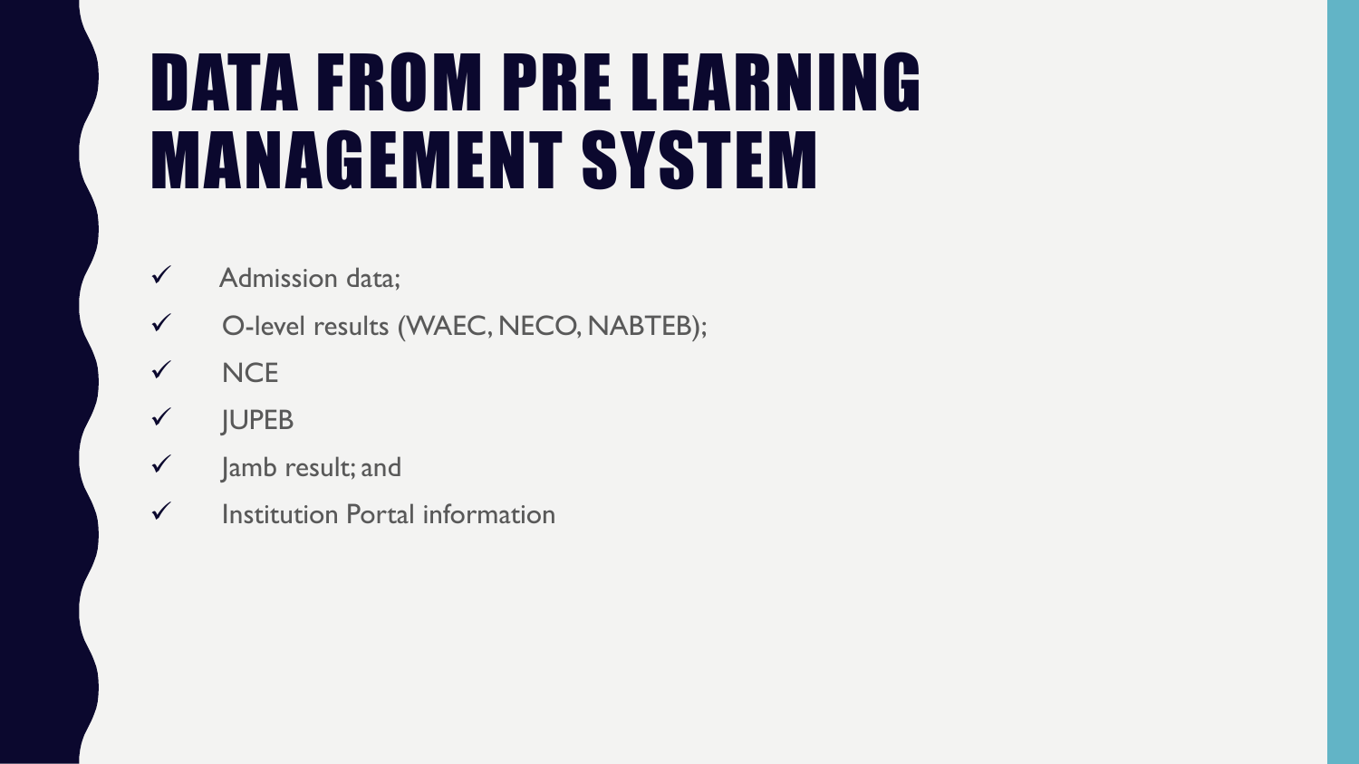# DATA FROM PRE LEARNING MANAGEMENT SYSTEM

- ✓ Admission data;
- ✓ O-level results (WAEC, NECO, NABTEB);
- ✓ NCE
- ✓ JUPEB
- ✓ Jamb result; and
- ✓ Institution Portal information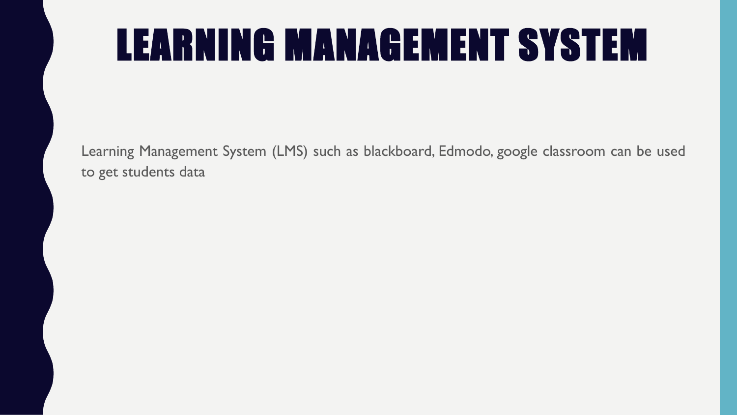# LEARNING MANAGEMENT SYSTEM

Learning Management System (LMS) such as blackboard, Edmodo, google classroom can be used to get students data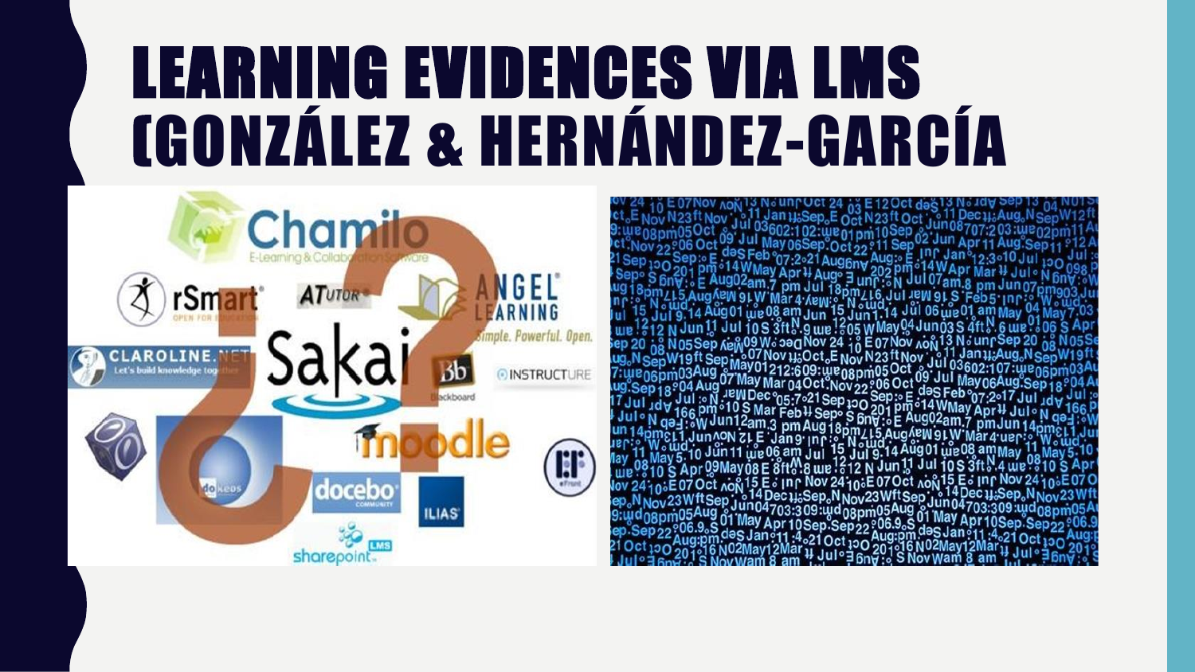# LEARNING EVIDENCES VIA LMS (GONZÁLEZ & HERNÁNDEZ-GARCÍA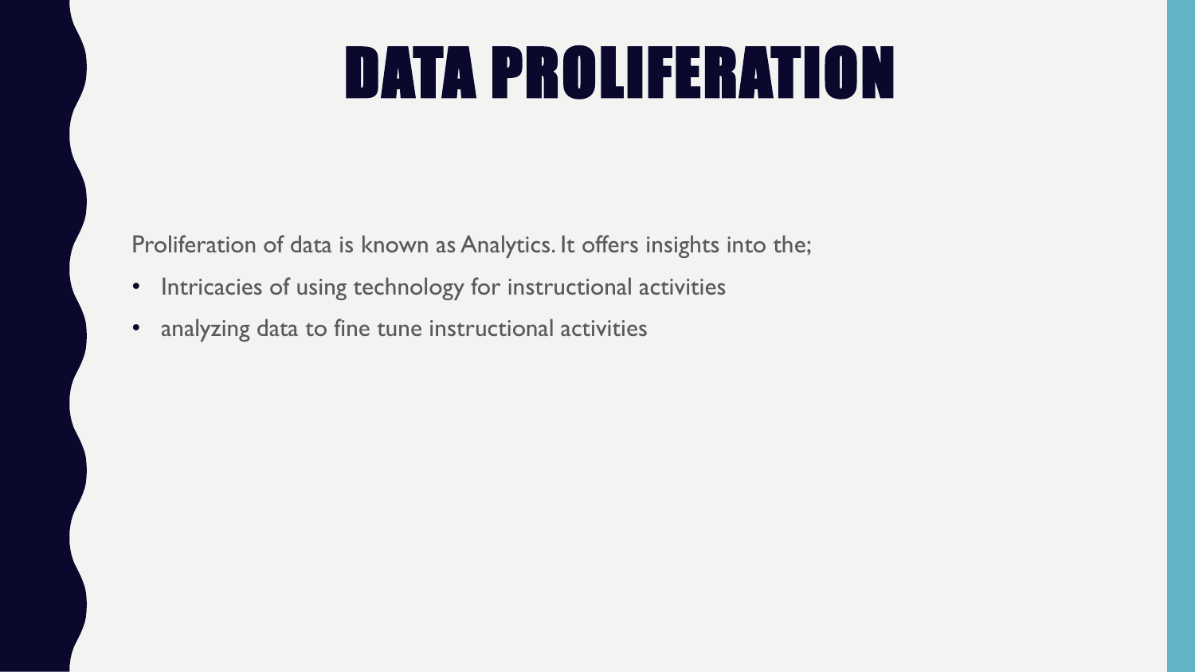# DATA PROLIFERATION

Proliferation of data is known as Analytics. It offers insights into the;

- Intricacies of using technology for instructional activities
- analyzing data to fine tune instructional activities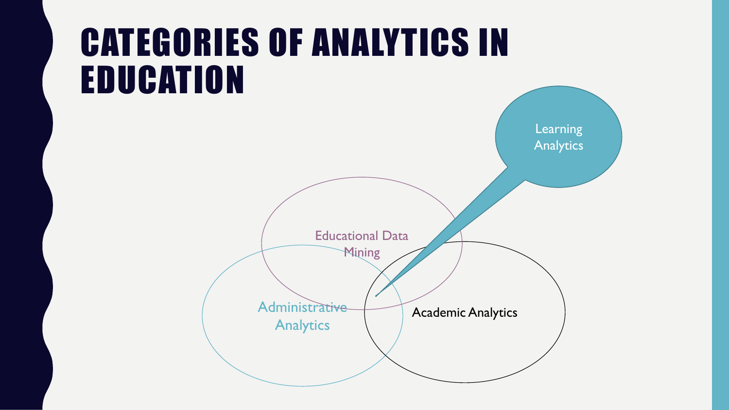# CATEGORIES OF ANALYTICS IN EDUCATION

Learning Analytics

Educational Data Mining

Administrative Analytics

Academic Analytics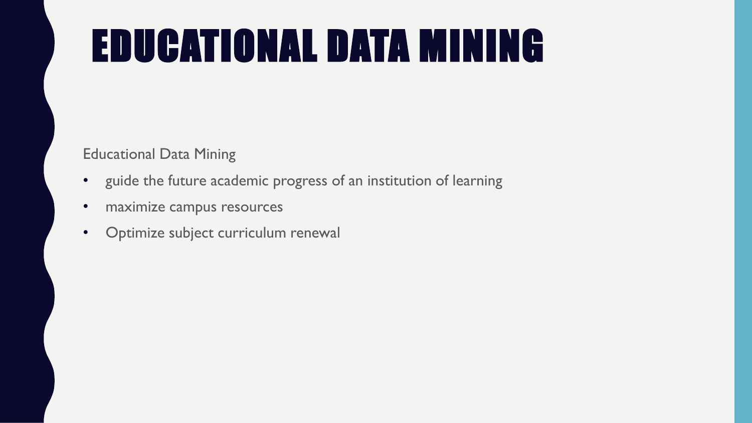# EDUCATIONAL DATA MINING

Educational Data Mining

- guide the future academic progress of an institution of learning
- maximize campus resources
- Optimize subject curriculum renewal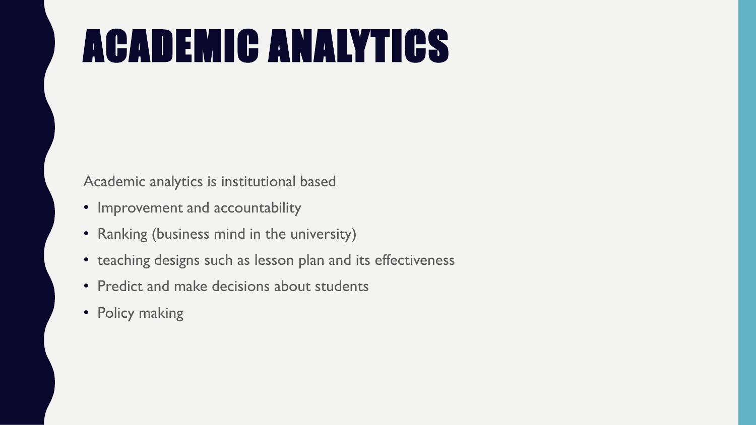# ACADEMIC ANALYTICS

Academic analytics is institutional based

- Improvement and accountability
- Ranking (business mind in the university)
- teaching designs such as lesson plan and its effectiveness
- Predict and make decisions about students
- Policy making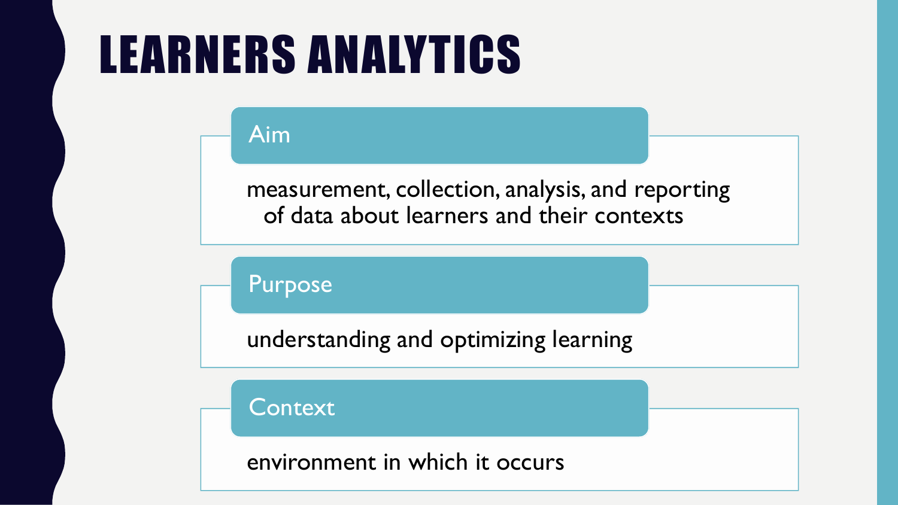# LEARNERS ANALYTICS

### Aim

measurement, collection, analysis, and reporting of data about learners and their contexts

### Purpose

understanding and optimizing learning

### Context

environment in which it occurs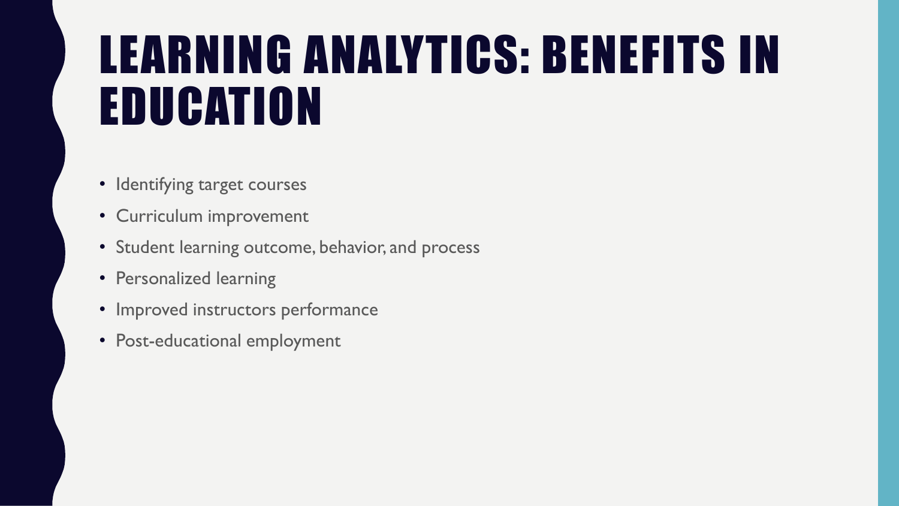# LEARNING ANALYTICS: BENEFITS IN EDUCATION

- Identifying target courses
- Curriculum improvement
- Student learning outcome, behavior, and process
- Personalized learning
- Improved instructors performance
- Post-educational employment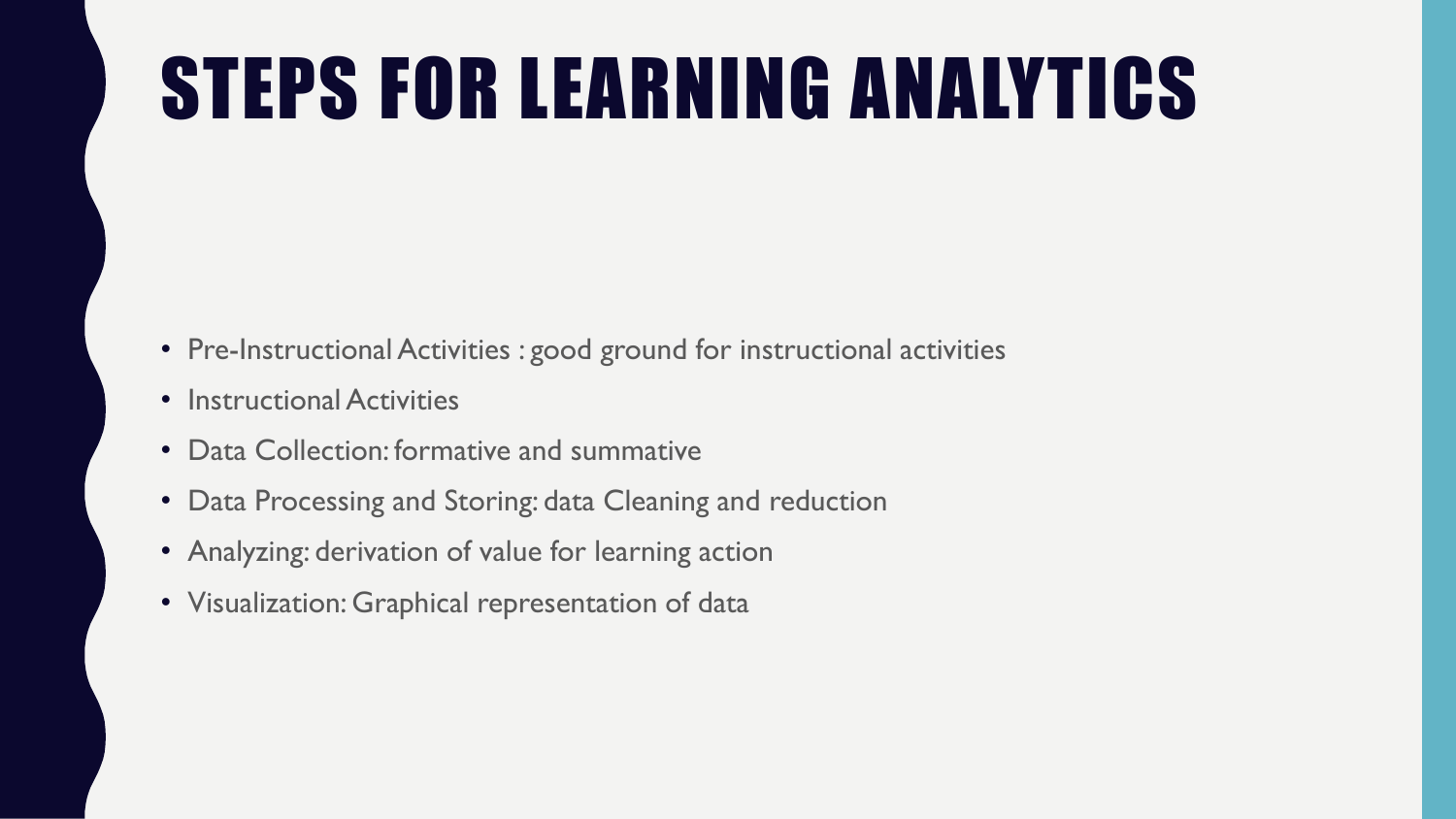# STEPS FOR LEARNING ANALYTICS

- Pre-Instructional Activities : good ground for instructional activities
- Instructional Activities
- Data Collection: formative and summative
- Data Processing and Storing: data Cleaning and reduction
- Analyzing: derivation of value for learning action
- Visualization: Graphical representation of data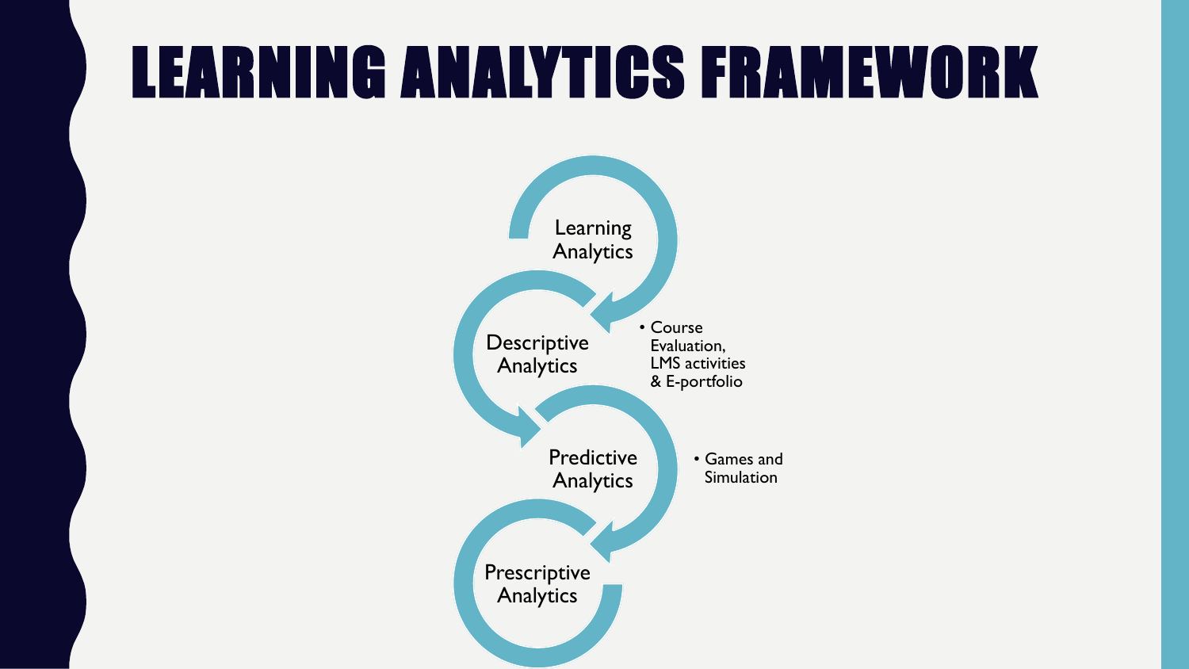# LEARNING ANALYTICS FRAMEWORK

- Learning Analytics
- Descriptive Analytics
  - Course Evaluation, LMS activities & E-portfolio
- Predictive Analytics
  - Games and Simulation
- Prescriptive Analytics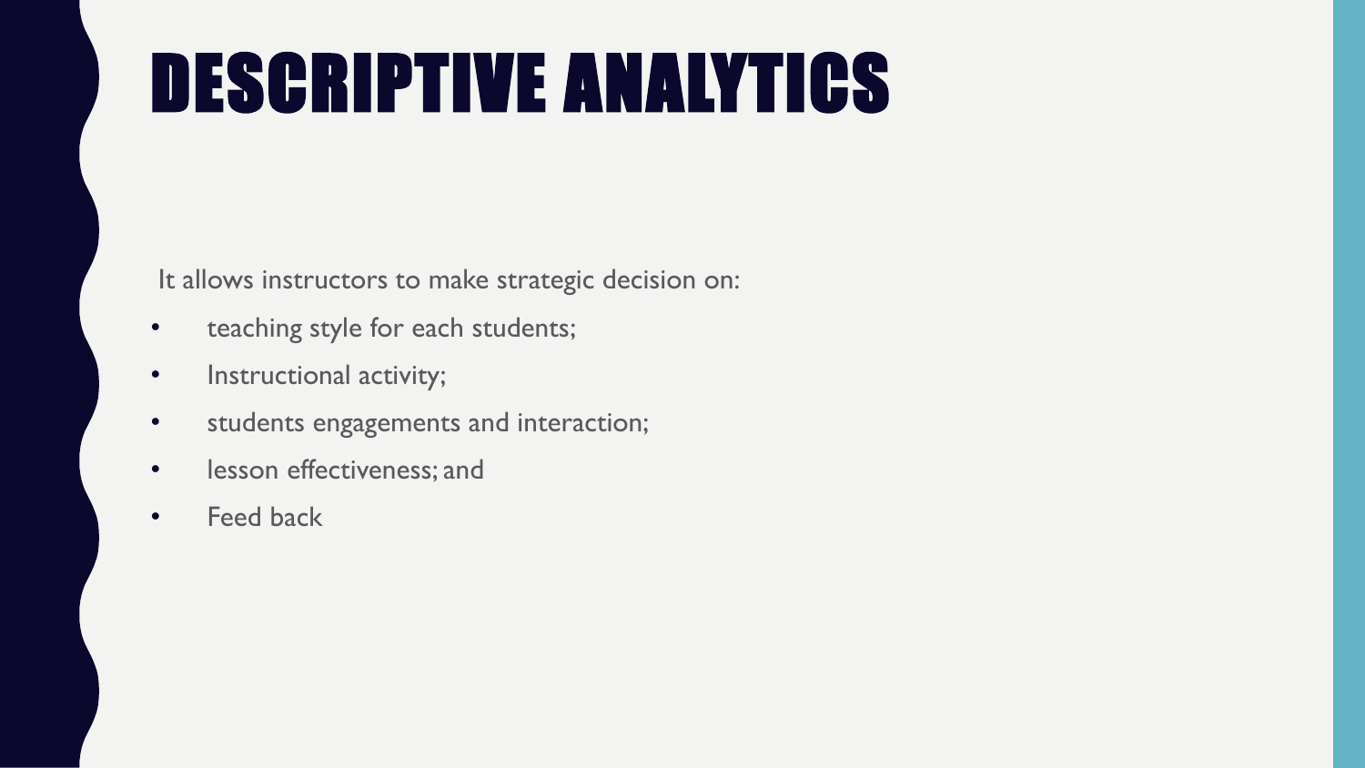# DESCRIPTIVE ANALYTICS

It allows instructors to make strategic decision on:

- teaching style for each students;
- Instructional activity;
- students engagements and interaction;
- lesson effectiveness; and
- Feed back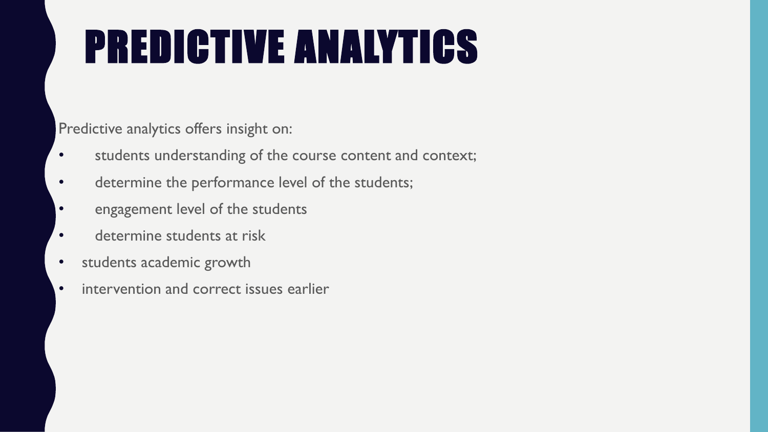# PREDICTIVE ANALYTICS

Predictive analytics offers insight on:

- students understanding of the course content and context;
- determine the performance level of the students;
- engagement level of the students
- determine students at risk
- students academic growth
- intervention and correct issues earlier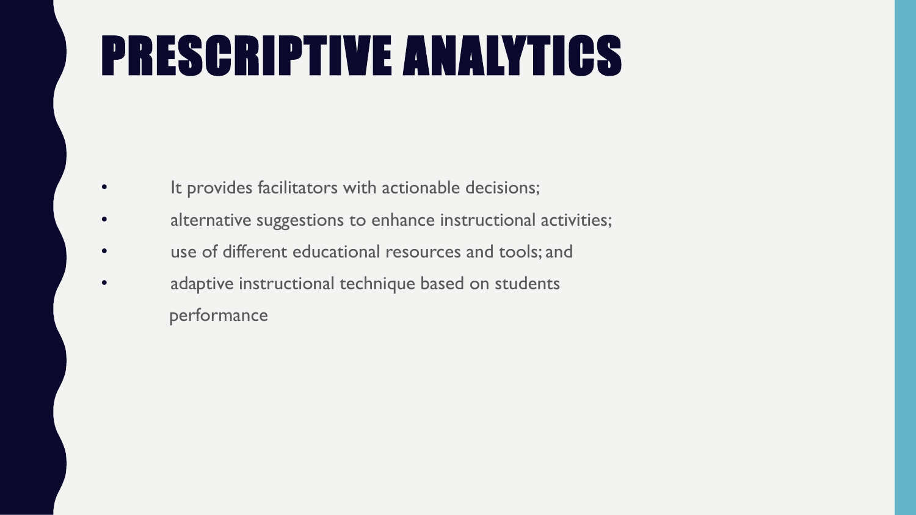# PRESCRIPTIVE ANALYTICS

- It provides facilitators with actionable decisions;
- alternative suggestions to enhance instructional activities;
- use of different educational resources and tools; and
- adaptive instructional technique based on students performance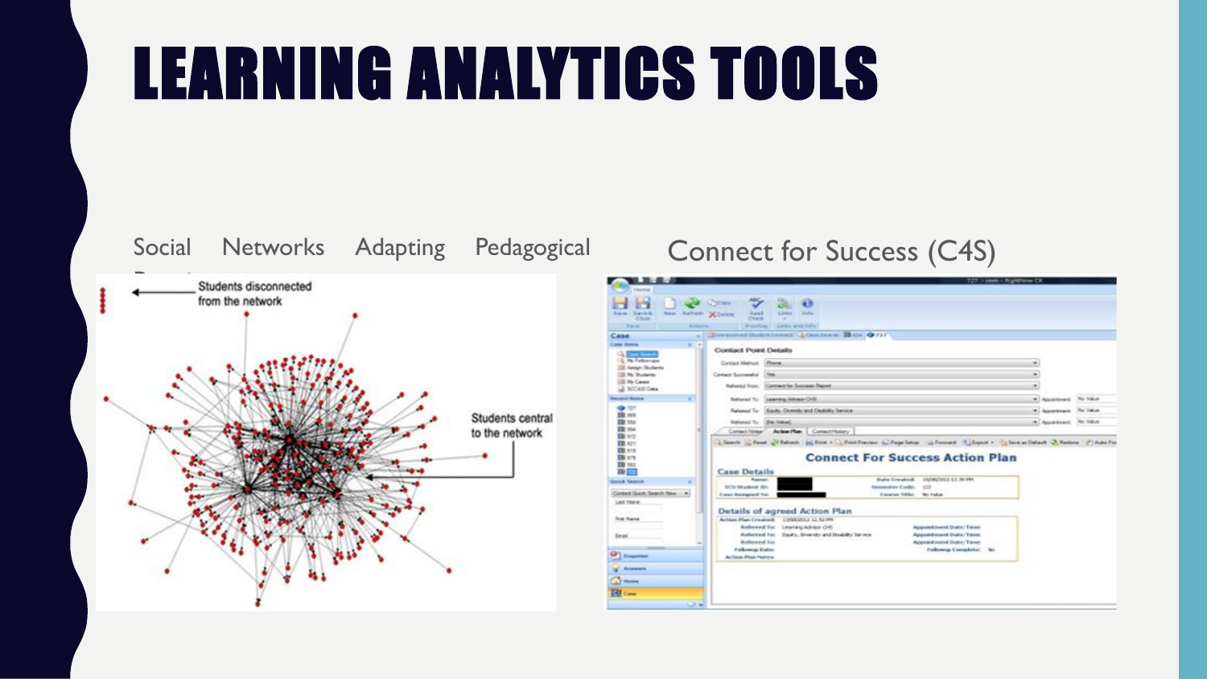# LEARNING ANALYTICS TOOLS

Social Networks Adapting Pedagogical Practice

Students disconnected from the network

Students central to the network

Connect for Success (C4S)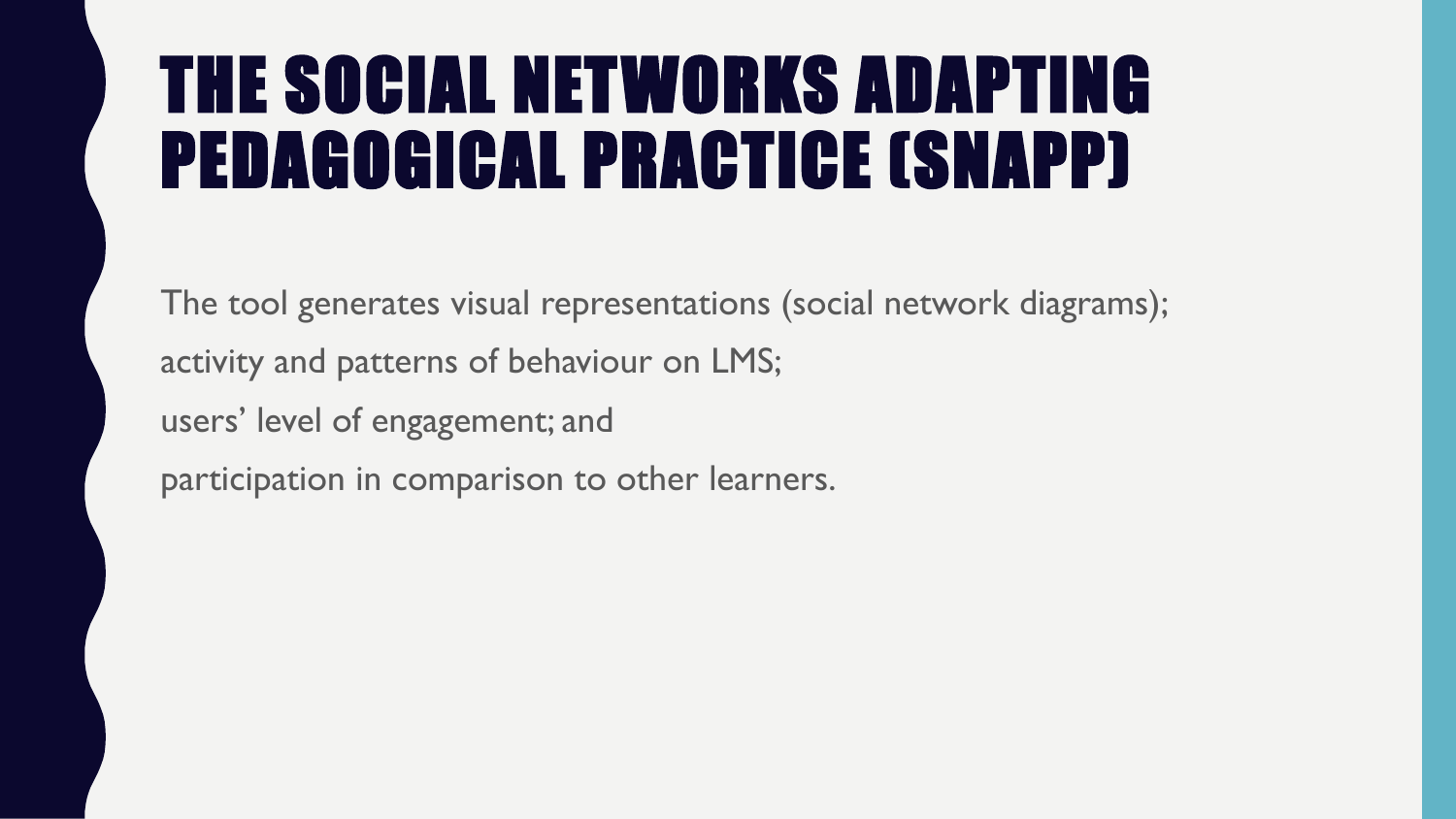# THE SOCIAL NETWORKS ADAPTING PEDAGOGICAL PRACTICE (SNAPP)

The tool generates visual representations (social network diagrams);

activity and patterns of behaviour on LMS;

users' level of engagement; and

participation in comparison to other learners.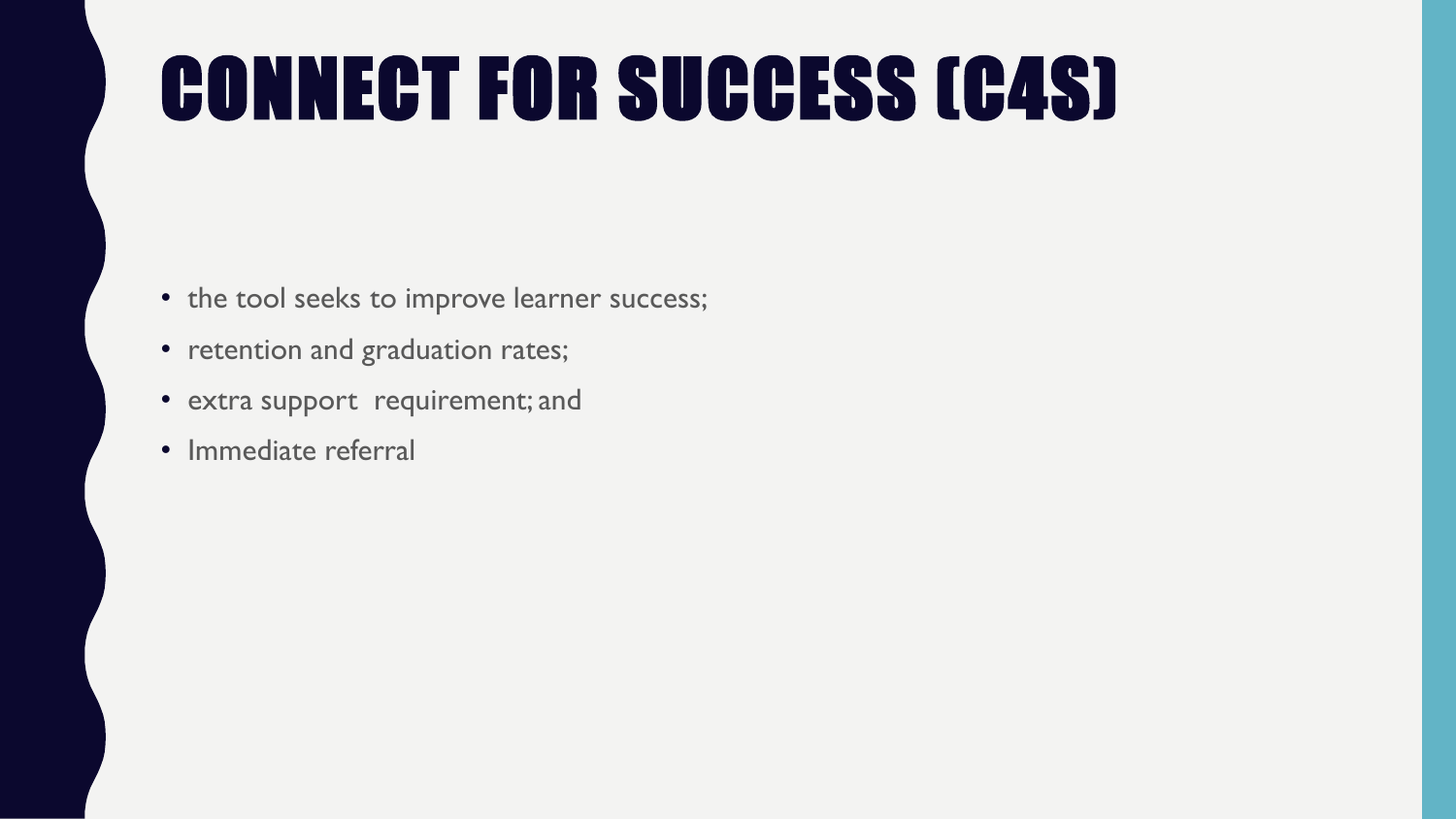# CONNECT FOR SUCCESS (C4S)

- the tool seeks to improve learner success;
- retention and graduation rates;
- extra support requirement; and
- Immediate referral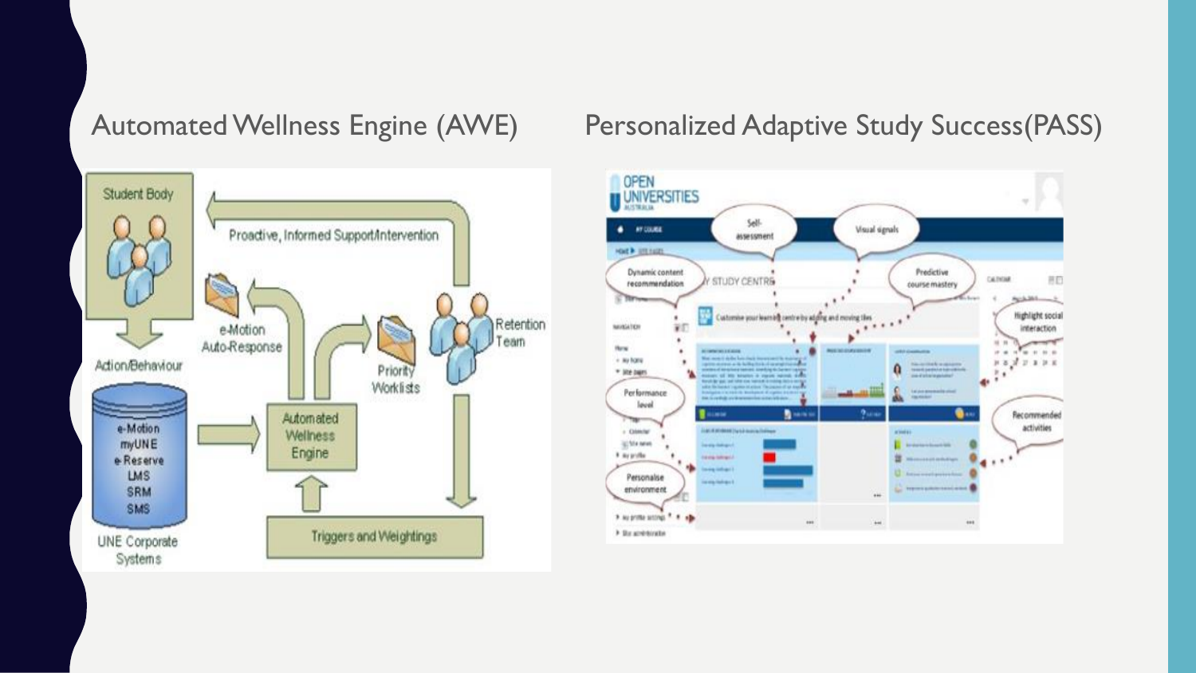Automated Wellness Engine (AWE)

Personalized Adaptive Study Success(PASS)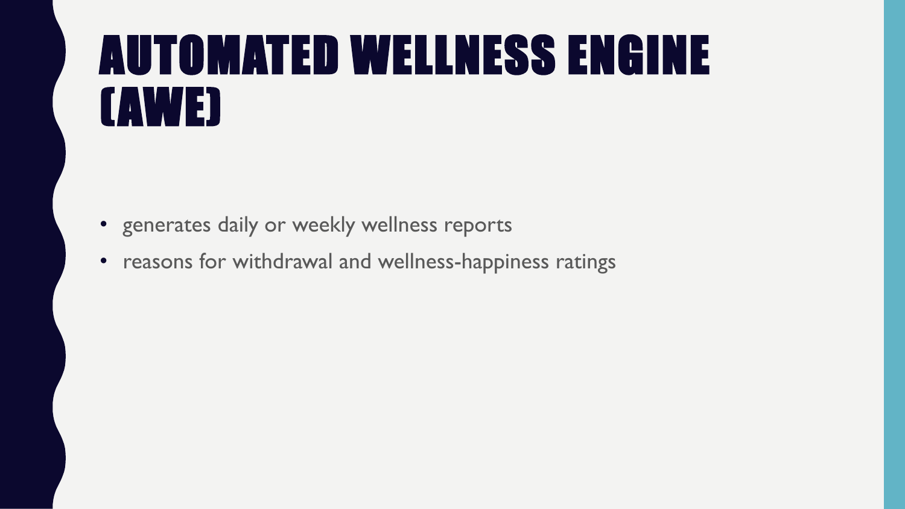# AUTOMATED WELLNESS ENGINE (AWE)

- generates daily or weekly wellness reports
- reasons for withdrawal and wellness-happiness ratings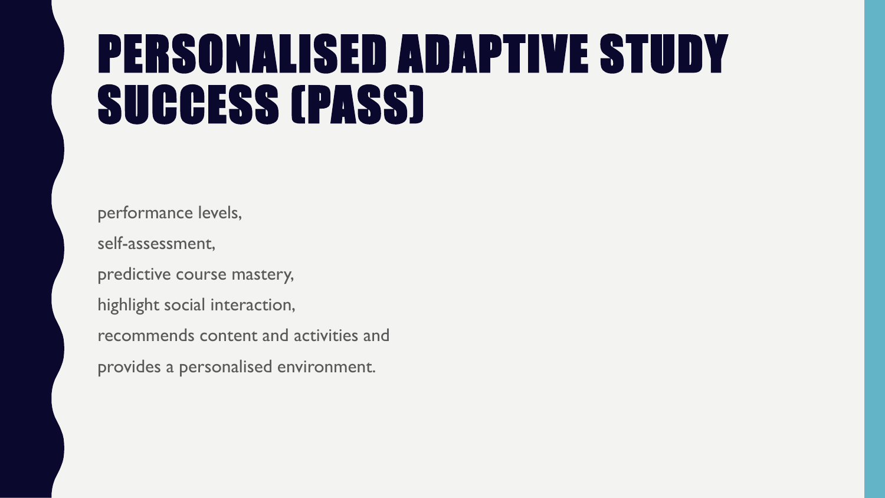# PERSONALISED ADAPTIVE STUDY SUCCESS (PASS)

performance levels,

self-assessment,

predictive course mastery,

highlight social interaction,

recommends content and activities and

provides a personalised environment.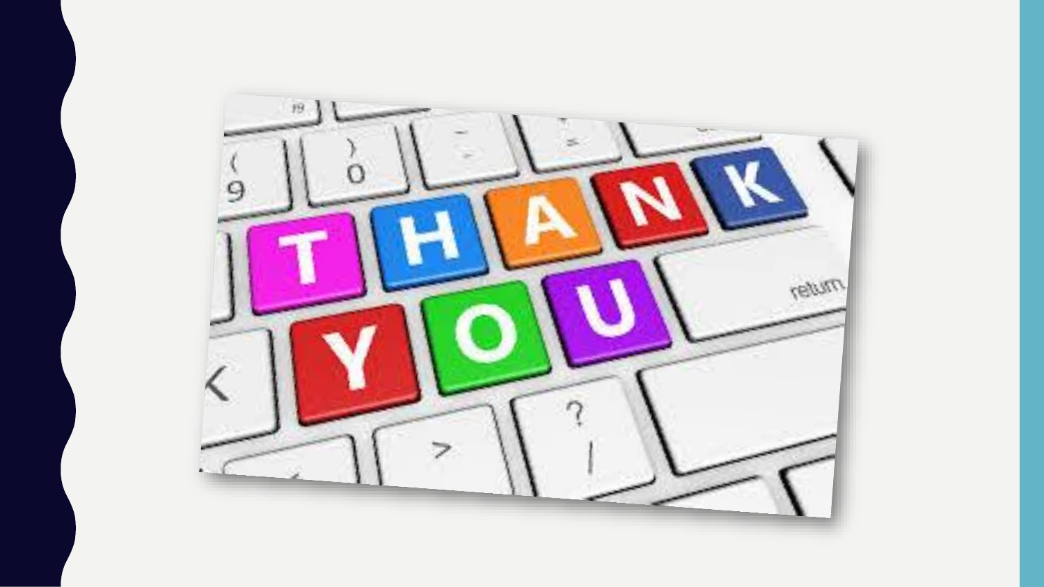# THANK YOU